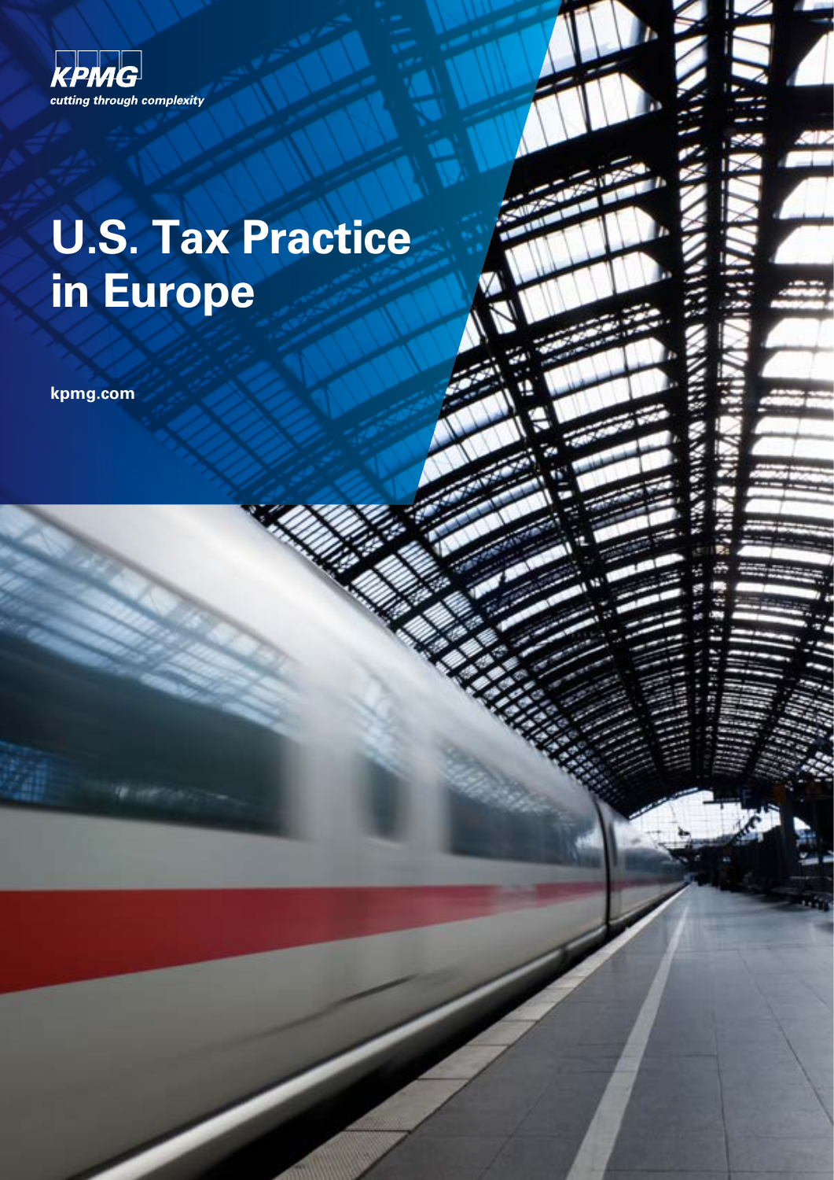KPMG

*cutting through complexity*

# U.S. Tax Practice in Europe

**kpmg.com**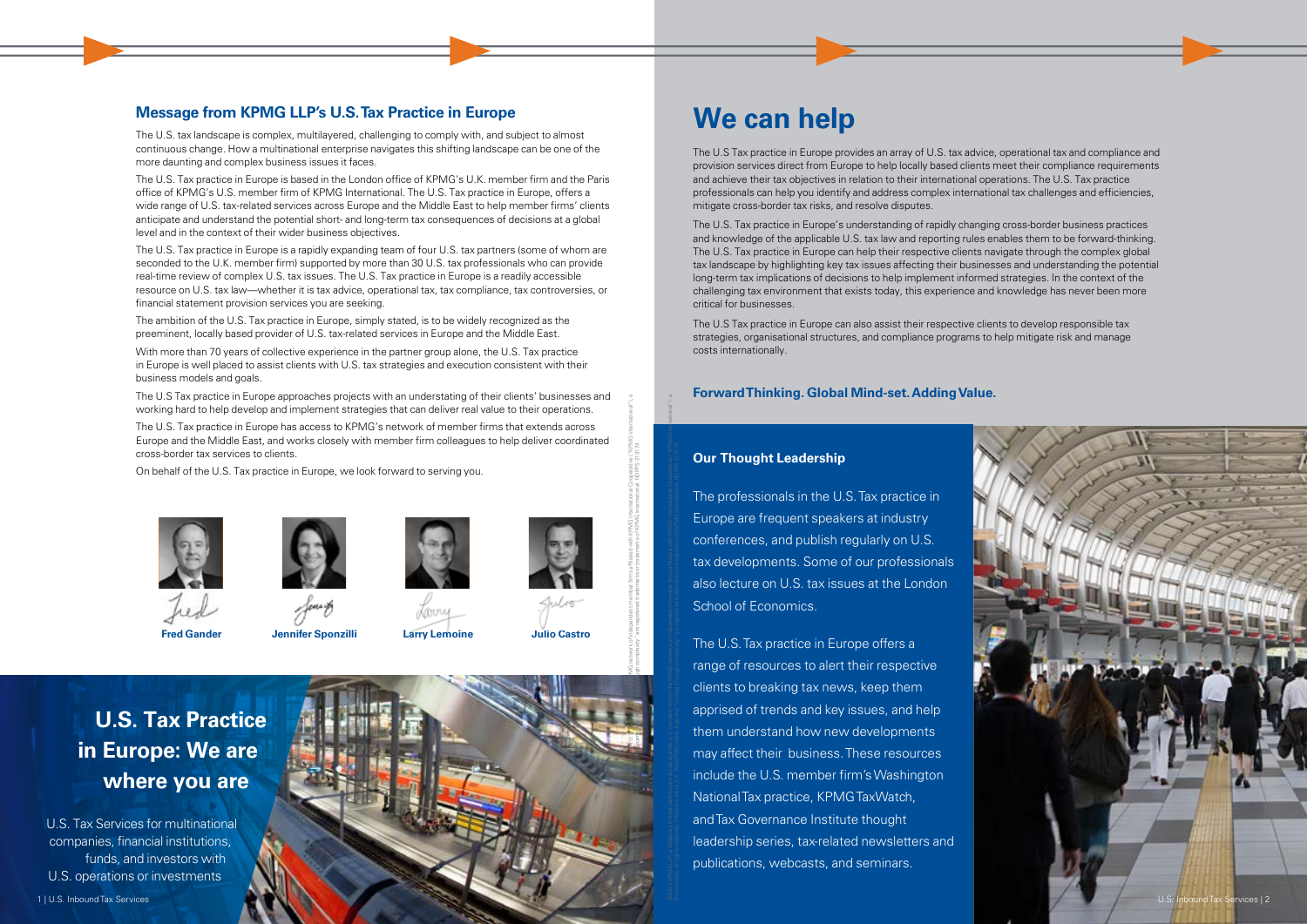## Message from KPMG LLP's U.S. Tax Practice in Europe

The U.S. tax landscape is complex, multilayered, challenging to comply with, and subject to almost continuous change. How a multinational enterprise navigates this shifting landscape can be one of the more daunting and complex business issues it faces.

The U.S. Tax practice in Europe is based in the London office of KPMG's U.K. member firm and the Paris office of KPMG's U.S. member firm of KPMG International. The U.S. Tax practice in Europe, offers a wide range of U.S. tax-related services across Europe and the Middle East to help member firms' clients anticipate and understand the potential short- and long-term tax consequences of decisions at a global level and in the context of their wider business objectives.

The U.S. Tax practice in Europe is a rapidly expanding team of four U.S. tax partners (some of whom are seconded to the U.K. member firm) supported by more than 30 U.S. tax professionals who can provide real-time review of complex U.S. tax issues. The U.S. Tax practice in Europe is a readily accessible resource on U.S. tax law—whether it is tax advice, operational tax, tax compliance, tax controversies, or financial statement provision services you are seeking.

The ambition of the U.S. Tax practice in Europe, simply stated, is to be widely recognized as the preeminent, locally based provider of U.S. tax-related services in Europe and the Middle East.

With more than 70 years of collective experience in the partner group alone, the U.S. Tax practice in Europe is well placed to assist clients with U.S. tax strategies and execution consistent with their business models and goals.

The U.S Tax practice in Europe approaches projects with an understating of their clients' businesses and working hard to help develop and implement strategies that can deliver real value to their operations.

The U.S. Tax practice in Europe has access to KPMG's network of member firms that extends across Europe and the Middle East, and works closely with member firm colleagues to help deliver coordinated cross-border tax services to clients.

On behalf of the U.S. Tax practice in Europe, we look forward to serving you.

**Fred Gander** **Jennifer Sponzilli** **Larry Lemoine** **Julio Castro**

## U.S. Tax Practice in Europe: We are where you are

U.S. Tax Services for multinational companies, financial institutions, funds, and investors with U.S. operations or investments

# We can help

The U.S Tax practice in Europe provides an array of U.S. tax advice, operational tax and compliance and provision services direct from Europe to help locally based clients meet their compliance requirements and achieve their tax objectives in relation to their international operations. The U.S. Tax practice professionals can help you identify and address complex international tax challenges and efficiencies, mitigate cross-border tax risks, and resolve disputes.

The U.S. Tax practice in Europe's understanding of rapidly changing cross-border business practices and knowledge of the applicable U.S. tax law and reporting rules enables them to be forward-thinking. The U.S. Tax practice in Europe can help their respective clients navigate through the complex global tax landscape by highlighting key tax issues affecting their businesses and understanding the potential long-term tax implications of decisions to help implement informed strategies. In the context of the challenging tax environment that exists today, this experience and knowledge has never been more critical for businesses.

The U.S Tax practice in Europe can also assist their respective clients to develop responsible tax strategies, organisational structures, and compliance programs to help mitigate risk and manage costs internationally.

**Forward Thinking. Global Mind-set. Adding Value.**

### Our Thought Leadership

The professionals in the U.S. Tax practice in Europe are frequent speakers at industry conferences, and publish regularly on U.S. tax developments. Some of our professionals also lecture on U.S. tax issues at the London School of Economics.

The U.S. Tax practice in Europe offers a range of resources to alert their respective clients to breaking tax news, keep them apprised of trends and key issues, and help them understand how new developments may affect their business. These resources include the U.S. member firm's Washington National Tax practice, KPMG TaxWatch, and Tax Governance Institute thought leadership series, tax-related newsletters and publications, webcasts, and seminars.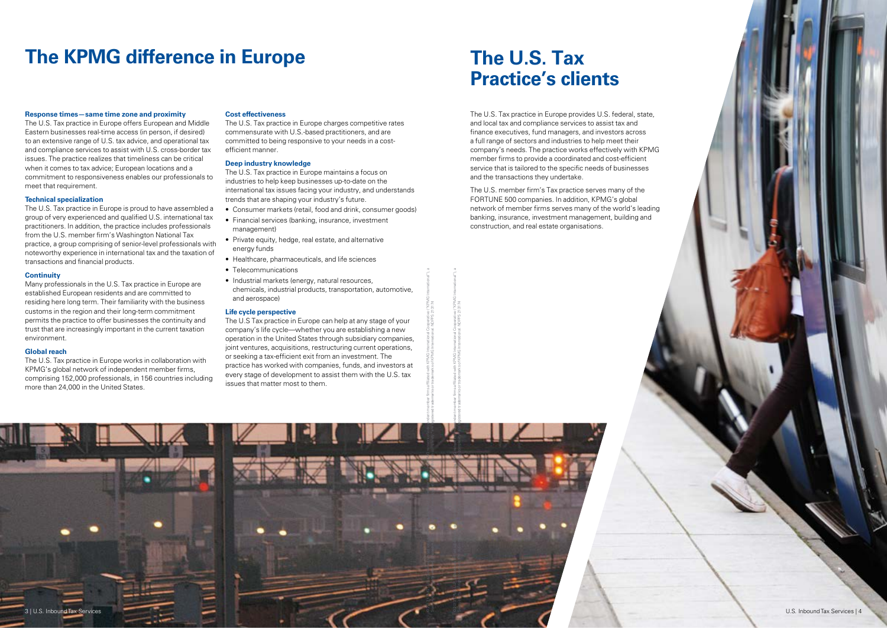# The KPMG difference in Europe

**Response times—same time zone and proximity**

The U.S. Tax practice in Europe offers European and Middle Eastern businesses real-time access (in person, if desired) to an extensive range of U.S. tax advice, and operational tax and compliance services to assist with U.S. cross-border tax issues. The practice realizes that timeliness can be critical when it comes to tax advice; European locations and a commitment to responsiveness enables our professionals to meet that requirement.

**Technical specialization**

The U.S. Tax practice in Europe is proud to have assembled a group of very experienced and qualified U.S. international tax practitioners. In addition, the practice includes professionals from the U.S. member firm's Washington National Tax practice, a group comprising of senior-level professionals with noteworthy experience in international tax and the taxation of transactions and financial products.

**Continuity**

Many professionals in the U.S. Tax practice in Europe are established European residents and are committed to residing here long term. Their familiarity with the business customs in the region and their long-term commitment permits the practice to offer businesses the continuity and trust that are increasingly important in the current taxation environment.

**Global reach**

The U.S. Tax practice in Europe works in collaboration with KPMG's global network of independent member firms, comprising 152,000 professionals, in 156 countries including more than 24,000 in the United States.

**Cost effectiveness**

The U.S. Tax practice in Europe charges competitive rates commensurate with U.S.-based practitioners, and are committed to being responsive to your needs in a cost-efficient manner.

**Deep industry knowledge**

The U.S. Tax practice in Europe maintains a focus on industries to help keep businesses up-to-date on the international tax issues facing your industry, and understands trends that are shaping your industry's future.

- Consumer markets (retail, food and drink, consumer goods)
- Financial services (banking, insurance, investment management)
- Private equity, hedge, real estate, and alternative energy funds
- Healthcare, pharmaceuticals, and life sciences
- Telecommunications
- Industrial markets (energy, natural resources, chemicals, industrial products, transportation, automotive, and aerospace)

**Life cycle perspective**

The U.S Tax practice in Europe can help at any stage of your company's life cycle—whether you are establishing a new operation in the United States through subsidiary companies, joint ventures, acquisitions, restructuring current operations, or seeking a tax-efficient exit from an investment. The practice has worked with companies, funds, and investors at every stage of development to assist them with the U.S. tax issues that matter most to them.

# The U.S. Tax Practice's clients

The U.S. Tax practice in Europe provides U.S. federal, state, and local tax and compliance services to assist tax and finance executives, fund managers, and investors across a full range of sectors and industries to help meet their company's needs. The practice works effectively with KPMG member firms to provide a coordinated and cost-efficient service that is tailored to the specific needs of businesses and the transactions they undertake.

The U.S. member firm's Tax practice serves many of the FORTUNE 500 companies. In addition, KPMG's global network of member firms serves many of the world's leading banking, insurance, investment management, building and construction, and real estate organisations.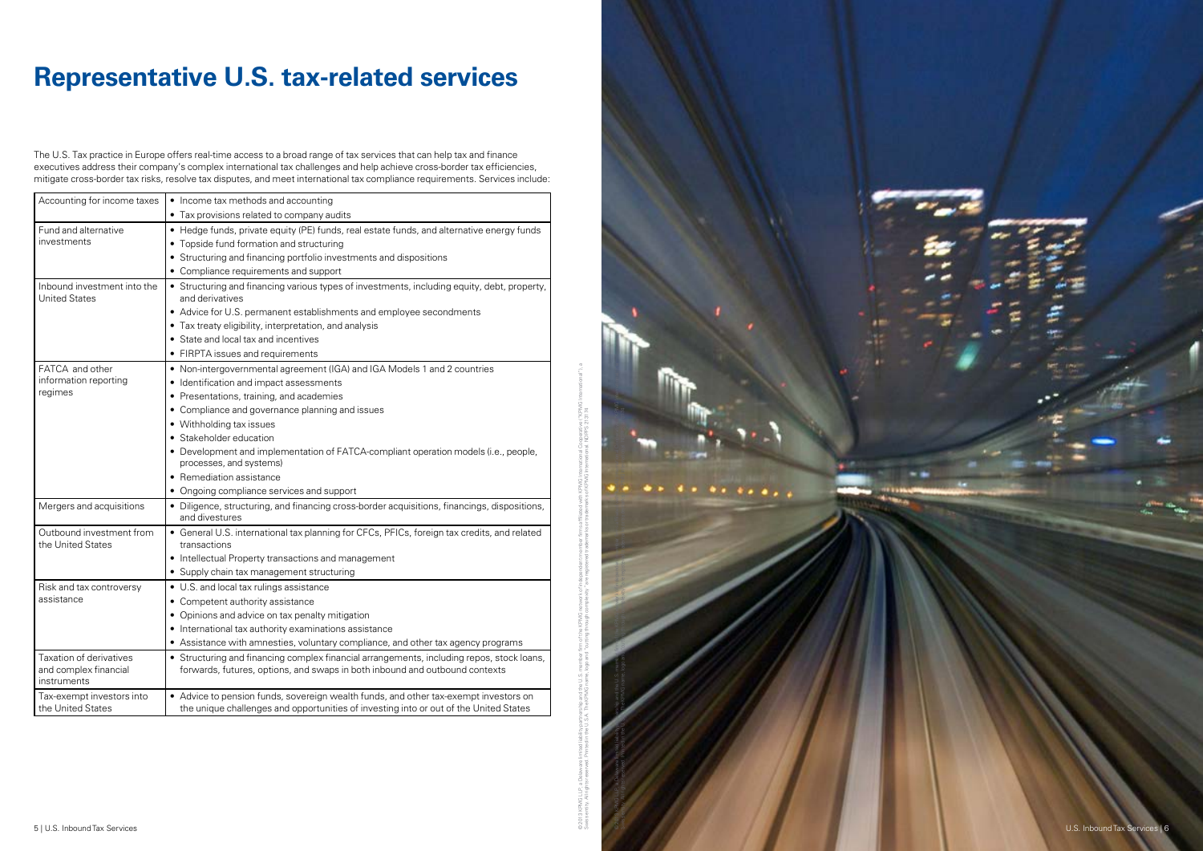# Representative U.S. tax-related services

The U.S. Tax practice in Europe offers real-time access to a broad range of tax services that can help tax and finance executives address their company's complex international tax challenges and help achieve cross-border tax efficiencies, mitigate cross-border tax risks, resolve tax disputes, and meet international tax compliance requirements. Services include:

| | |
|---|---|
| Accounting for income taxes | • Income tax methods and accounting<br>• Tax provisions related to company audits |
| Fund and alternative investments | • Hedge funds, private equity (PE) funds, real estate funds, and alternative energy funds<br>• Topside fund formation and structuring<br>• Structuring and financing portfolio investments and dispositions<br>• Compliance requirements and support |
| Inbound investment into the United States | • Structuring and financing various types of investments, including equity, debt, property, and derivatives<br>• Advice for U.S. permanent establishments and employee secondments<br>• Tax treaty eligibility, interpretation, and analysis<br>• State and local tax and incentives<br>• FIRPTA issues and requirements |
| FATCA and other information reporting regimes | • Non-intergovernmental agreement (IGA) and IGA Models 1 and 2 countries<br>• Identification and impact assessments<br>• Presentations, training, and academies<br>• Compliance and governance planning and issues<br>• Withholding tax issues<br>• Stakeholder education<br>• Development and implementation of FATCA-compliant operation models (i.e., people, processes, and systems)<br>• Remediation assistance<br>• Ongoing compliance services and support |
| Mergers and acquisitions | • Diligence, structuring, and financing cross-border acquisitions, financings, dispositions, and divestures |
| Outbound investment from the United States | • General U.S. international tax planning for CFCs, PFICs, foreign tax credits, and related transactions<br>• Intellectual Property transactions and management<br>• Supply chain tax management structuring |
| Risk and tax controversy assistance | • U.S. and local tax rulings assistance<br>• Competent authority assistance<br>• Opinions and advice on tax penalty mitigation<br>• International tax authority examinations assistance<br>• Assistance with amnesties, voluntary compliance, and other tax agency programs |
| Taxation of derivatives and complex financial instruments | • Structuring and financing complex financial arrangements, including repos, stock loans, forwards, futures, options, and swaps in both inbound and outbound contexts |
| Tax-exempt investors into the United States | • Advice to pension funds, sovereign wealth funds, and other tax-exempt investors on the unique challenges and opportunities of investing into or out of the United States |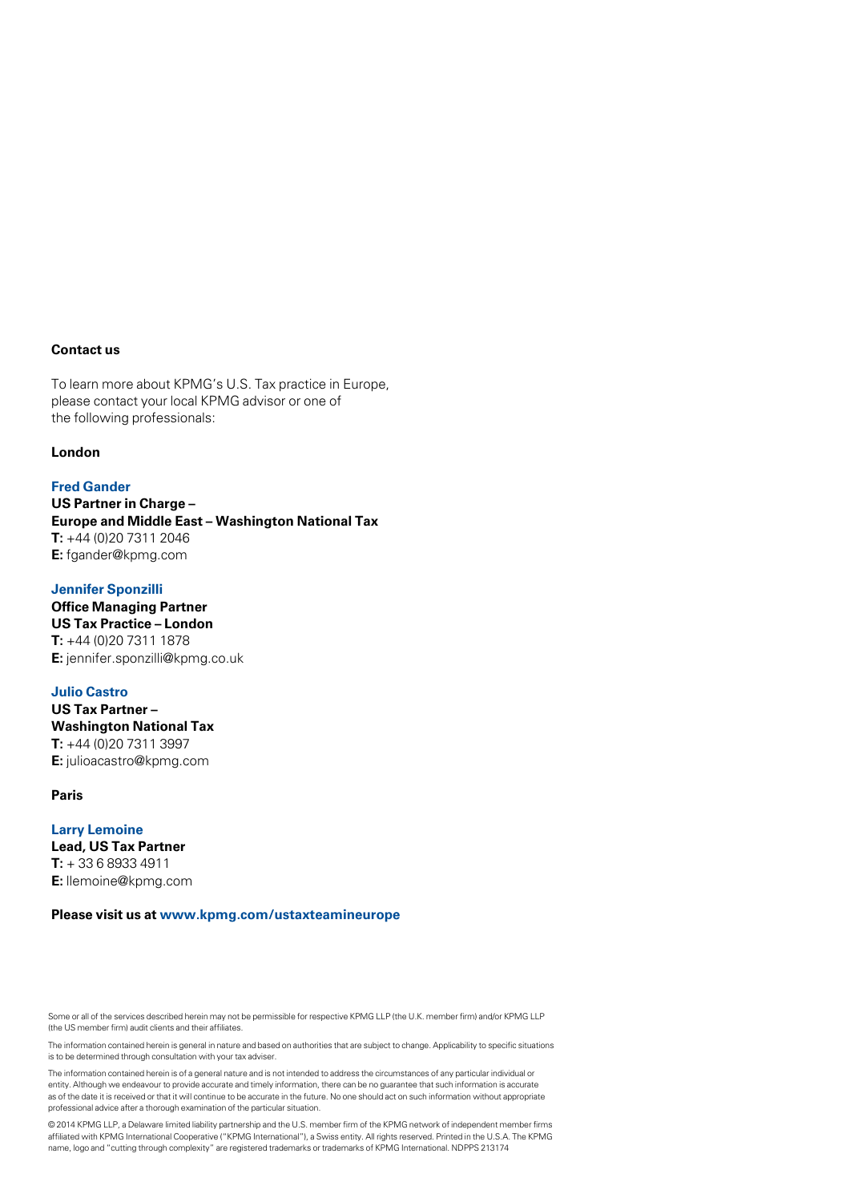## Contact us

To learn more about KPMG's U.S. Tax practice in Europe, please contact your local KPMG advisor or one of the following professionals:

### London

**Fred Gander**
**US Partner in Charge – Europe and Middle East – Washington National Tax**
**T:** +44 (0)20 7311 2046
**E:** fgander@kpmg.com

**Jennifer Sponzilli**
**Office Managing Partner**
**US Tax Practice – London**
**T:** +44 (0)20 7311 1878
**E:** jennifer.sponzilli@kpmg.co.uk

**Julio Castro**
**US Tax Partner – Washington National Tax**
**T:** +44 (0)20 7311 3997
**E:** julioacastro@kpmg.com

### Paris

**Larry Lemoine**
**Lead, US Tax Partner**
**T:** + 33 6 8933 4911
**E:** llemoine@kpmg.com

**Please visit us at www.kpmg.com/ustaxteamineurope**

Some or all of the services described herein may not be permissible for respective KPMG LLP (the U.K. member firm) and/or KPMG LLP (the US member firm) audit clients and their affiliates.

The information contained herein is general in nature and based on authorities that are subject to change. Applicability to specific situations is to be determined through consultation with your tax adviser.

The information contained herein is of a general nature and is not intended to address the circumstances of any particular individual or entity. Although we endeavour to provide accurate and timely information, there can be no guarantee that such information is accurate as of the date it is received or that it will continue to be accurate in the future. No one should act on such information without appropriate professional advice after a thorough examination of the particular situation.

© 2014 KPMG LLP, a Delaware limited liability partnership and the U.S. member firm of the KPMG network of independent member firms affiliated with KPMG International Cooperative ("KPMG International"), a Swiss entity. All rights reserved. Printed in the U.S.A. The KPMG name, logo and "cutting through complexity" are registered trademarks or trademarks of KPMG International. NDPPS 213174